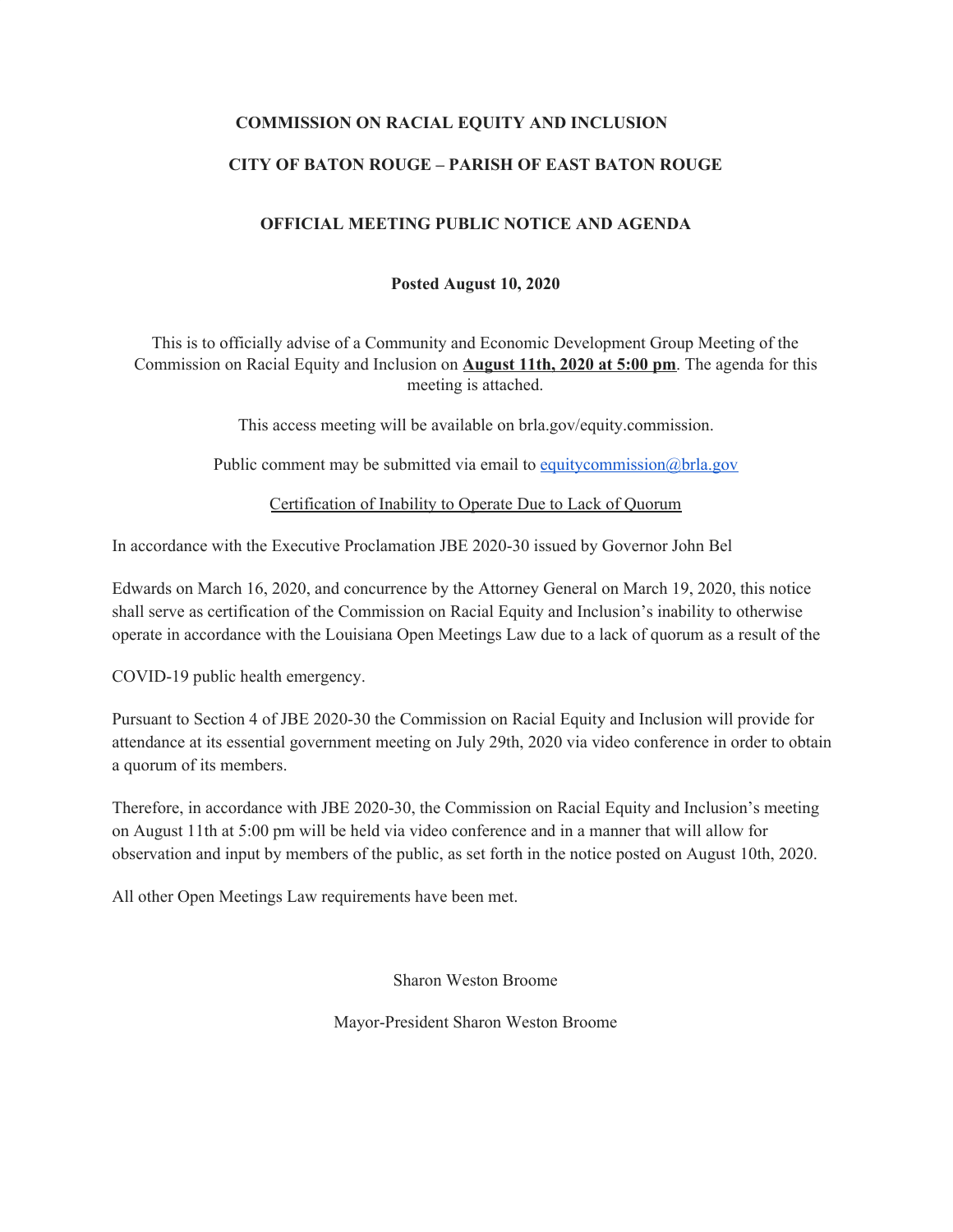**COMMISSION ON RACIAL EQUITY AND INCLUSION**

**CITY OF BATON ROUGE – PARISH OF EAST BATON ROUGE**

**OFFICIAL MEETING PUBLIC NOTICE AND AGENDA**

**Posted August 10, 2020**

This is to officially advise of a Community and Economic Development Group Meeting of the Commission on Racial Equity and Inclusion on **August 11th, 2020 at 5:00 pm**. The agenda for this meeting is attached.

This access meeting will be available on brla.gov/equity.commission.

Public comment may be submitted via email to equitycommission@brla.gov

Certification of Inability to Operate Due to Lack of Quorum

In accordance with the Executive Proclamation JBE 2020-30 issued by Governor John Bel Edwards on March 16, 2020, and concurrence by the Attorney General on March 19, 2020, this notice shall serve as certification of the Commission on Racial Equity and Inclusion's inability to otherwise operate in accordance with the Louisiana Open Meetings Law due to a lack of quorum as a result of the COVID-19 public health emergency.

Pursuant to Section 4 of JBE 2020-30 the Commission on Racial Equity and Inclusion will provide for attendance at its essential government meeting on July 29th, 2020 via video conference in order to obtain a quorum of its members.

Therefore, in accordance with JBE 2020-30, the Commission on Racial Equity and Inclusion's meeting on August 11th at 5:00 pm will be held via video conference and in a manner that will allow for observation and input by members of the public, as set forth in the notice posted on August 10th, 2020.

All other Open Meetings Law requirements have been met.

Sharon Weston Broome

Mayor-President Sharon Weston Broome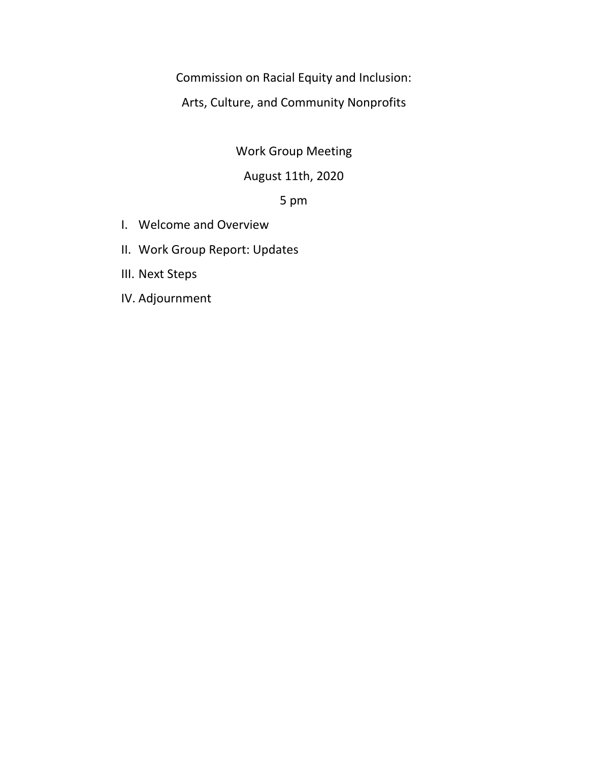Commission on Racial Equity and Inclusion:

Arts, Culture, and Community Nonprofits

Work Group Meeting

August 11th, 2020

5 pm

I. Welcome and Overview

II. Work Group Report: Updates

III. Next Steps

IV. Adjournment